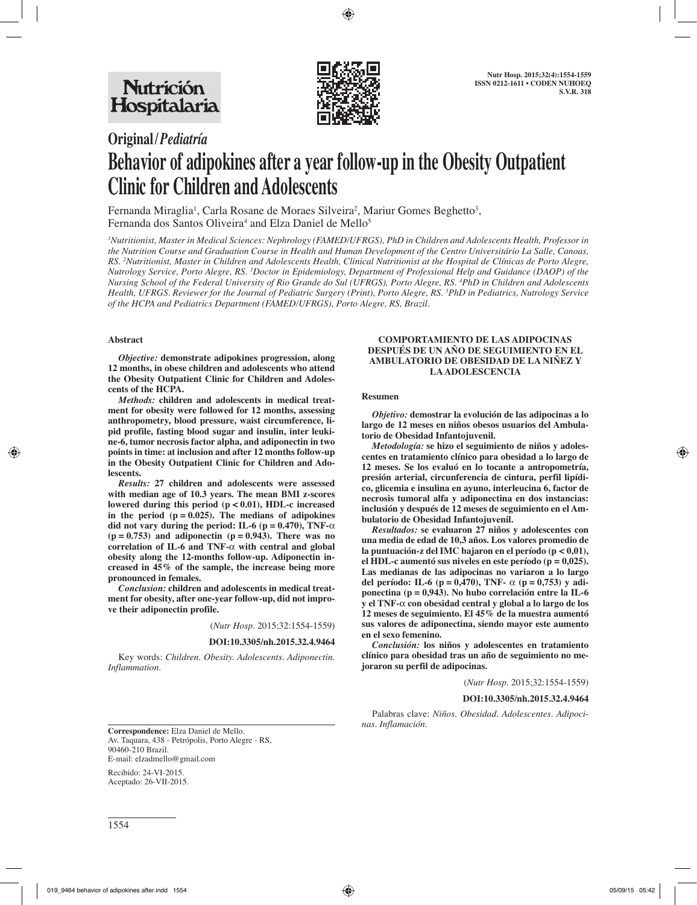Original/*Pediatría*

# Behavior of adipokines after a year follow-up in the Obesity Outpatient Clinic for Children and Adolescents

Fernanda Miraglia[1], Carla Rosane de Moraes Silveira[2], Mariur Gomes Beghetto[3], Fernanda dos Santos Oliveira[4] and Elza Daniel de Mello[5]

*[1]Nutritionist, Master in Medical Sciences: Nephrology (FAMED/UFRGS), PhD in Children and Adolescents Health, Professor in the Nutrition Course and Graduation Course in Health and Human Development of the Centro Universitário La Salle, Canoas, RS. [2]Nutritionist, Master in Children and Adolescents Health, Clinical Nutritionist at the Hospital de Clínicas de Porto Alegre, Nutrology Service, Porto Alegre, RS. [3]Doctor in Epidemiology, Department of Professional Help and Guidance (DAOP) of the Nursing School of the Federal University of Rio Grande do Sul (UFRGS), Porto Alegre, RS. [4]PhD in Children and Adolescents Health, UFRGS. Reviewer for the Journal of Pediatric Surgery (Print), Porto Alegre, RS. [5]PhD in Pediatrics, Nutrology Service of the HCPA and Pediatrics Department (FAMED/UFRGS), Porto Alegre, RS, Brazil.*

## Abstract

***Objective:*** **demonstrate adipokines progression, along 12 months, in obese children and adolescents who attend the Obesity Outpatient Clinic for Children and Adolescents of the HCPA.**

***Methods:*** **children and adolescents in medical treatment for obesity were followed for 12 months, assessing anthropometry, blood pressure, waist circumference, lipid profile, fasting blood sugar and insulin, inter leukine-6, tumor necrosis factor alpha, and adiponectin in two points in time: at inclusion and after 12 months follow-up in the Obesity Outpatient Clinic for Children and Adolescents.**

***Results:*** **27 children and adolescents were assessed with median age of 10.3 years. The mean BMI z-scores lowered during this period ($p < 0.01$), HDL-c increased in the period ($p = 0.025$). The medians of adipokines did not vary during the period: IL-6 ($p = 0.470$), TNF-$\alpha$ ($p = 0.753$) and adiponectin ($p = 0.943$). There was no correlation of IL-6 and TNF-$\alpha$ with central and global obesity along the 12-months follow-up. Adiponectin increased in 45% of the sample, the increase being more pronounced in females.**

***Conclusion:*** **children and adolescents in medical treatment for obesity, after one-year follow-up, did not improve their adiponectin profile.**

(*Nutr Hosp.* 2015;32:1554-1559)

**DOI:10.3305/nh.2015.32.4.9464**

Key words: *Children. Obesity. Adolescents. Adiponectin. Inflammation.*

### COMPORTAMIENTO DE LAS ADIPOCINAS DESPUÉS DE UN AÑO DE SEGUIMIENTO EN EL AMBULATORIO DE OBESIDAD DE LA NIÑEZ Y LA ADOLESCENCIA

## Resumen

***Objetivo:*** **demostrar la evolución de las adipocinas a lo largo de 12 meses en niños obesos usuarios del Ambulatorio de Obesidad Infantojuvenil.**

***Metodología:*** **se hizo el seguimiento de niños y adolescentes en tratamiento clínico para obesidad a lo largo de 12 meses. Se los evaluó en lo tocante a antropometría, presión arterial, circunferencia de cintura, perfil lipídico, glicemia e insulina en ayuno, interleucina 6, factor de necrosis tumoral alfa y adiponectina en dos instancias: inclusión y después de 12 meses de seguimiento en el Ambulatorio de Obesidad Infantojuvenil.**

***Resultados:*** **se evaluaron 27 niños y adolescentes con una media de edad de 10,3 años. Los valores promedio de la puntuación-z del IMC bajaron en el período ($p < 0,01$), el HDL-c aumentó sus niveles en este período ($p = 0,025$). Las medianas de las adipocinas no variaron a lo largo del período: IL-6 ($p = 0,470$), TNF- $\alpha$ ($p = 0,753$) y adiponectina ($p = 0,943$). No hubo correlación entre la IL-6 y el TNF-$\alpha$ con obesidad central y global a lo largo de los 12 meses de seguimiento. El 45% de la muestra aumentó sus valores de adiponectina, siendo mayor este aumento en el sexo femenino.**

***Conclusión:*** **los niños y adolescentes en tratamiento clínico para obesidad tras un año de seguimiento no mejoraron su perfil de adipocinas.**

(*Nutr Hosp.* 2015;32:1554-1559)

**DOI:10.3305/nh.2015.32.4.9464**

Palabras clave: *Niños. Obesidad. Adolescentes. Adipocinas. Inflamación.*

---

**Correspondence:** Elza Daniel de Mello.
Av. Taquara, 438 - Petrópolis, Porto Alegre - RS,
90460-210 Brazil.
E-mail: elzadmello@gmail.com

Recibido: 24-VI-2015.
Aceptado: 26-VII-2015.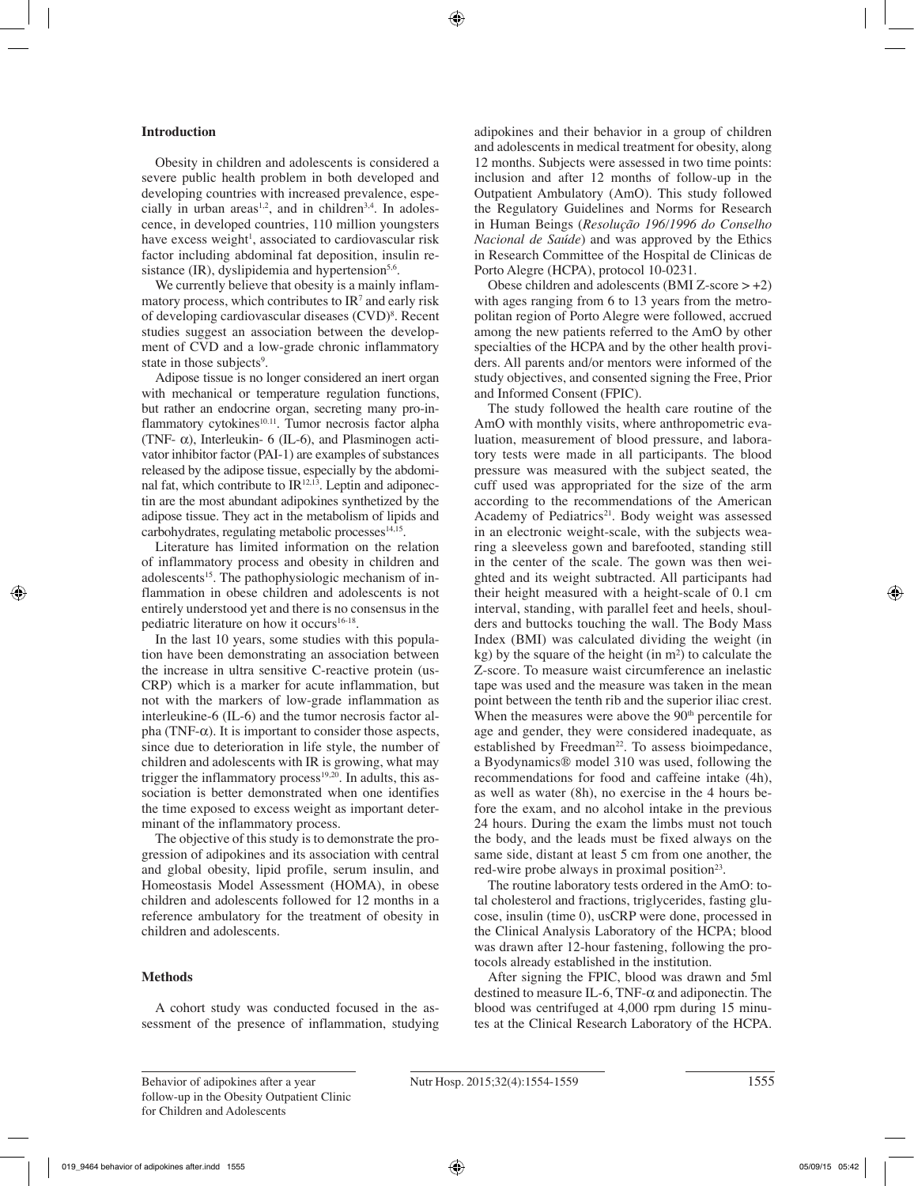## Introduction

Obesity in children and adolescents is considered a severe public health problem in both developed and developing countries with increased prevalence, especially in urban areas[1,2], and in children[3,4]. In adolescence, in developed countries, 110 million youngsters have excess weight[1], associated to cardiovascular risk factor including abdominal fat deposition, insulin resistance (IR), dyslipidemia and hypertension[5,6].

We currently believe that obesity is a mainly inflammatory process, which contributes to IR[7] and early risk of developing cardiovascular diseases (CVD)[8]. Recent studies suggest an association between the development of CVD and a low-grade chronic inflammatory state in those subjects[9].

Adipose tissue is no longer considered an inert organ with mechanical or temperature regulation functions, but rather an endocrine organ, secreting many pro-inflammatory cytokines[10,11]. Tumor necrosis factor alpha (TNF- $\alpha$), Interleukin- 6 (IL-6), and Plasminogen activator inhibitor factor (PAI-1) are examples of substances released by the adipose tissue, especially by the abdominal fat, which contribute to IR[12,13]. Leptin and adiponectin are the most abundant adipokines synthetized by the adipose tissue. They act in the metabolism of lipids and carbohydrates, regulating metabolic processes[14,15].

Literature has limited information on the relation of inflammatory process and obesity in children and adolescents[15]. The pathophysiologic mechanism of inflammation in obese children and adolescents is not entirely understood yet and there is no consensus in the pediatric literature on how it occurs[16-18].

In the last 10 years, some studies with this population have been demonstrating an association between the increase in ultra sensitive C-reactive protein (usCRP) which is a marker for acute inflammation, but not with the markers of low-grade inflammation as interleukine-6 (IL-6) and the tumor necrosis factor alpha (TNF-$\alpha$). It is important to consider those aspects, since due to deterioration in life style, the number of children and adolescents with IR is growing, what may trigger the inflammatory process[19,20]. In adults, this association is better demonstrated when one identifies the time exposed to excess weight as important determinant of the inflammatory process.

The objective of this study is to demonstrate the progression of adipokines and its association with central and global obesity, lipid profile, serum insulin, and Homeostasis Model Assessment (HOMA), in obese children and adolescents followed for 12 months in a reference ambulatory for the treatment of obesity in children and adolescents.

## Methods

A cohort study was conducted focused in the assessment of the presence of inflammation, studying adipokines and their behavior in a group of children and adolescents in medical treatment for obesity, along 12 months. Subjects were assessed in two time points: inclusion and after 12 months of follow-up in the Outpatient Ambulatory (AmO). This study followed the Regulatory Guidelines and Norms for Research in Human Beings (*Resolução 196/1996 do Conselho Nacional de Saúde*) and was approved by the Ethics in Research Committee of the Hospital de Clínicas de Porto Alegre (HCPA), protocol 10-0231.

Obese children and adolescents (BMI Z-score > +2) with ages ranging from 6 to 13 years from the metropolitan region of Porto Alegre were followed, accrued among the new patients referred to the AmO by other specialties of the HCPA and by the other health providers. All parents and/or mentors were informed of the study objectives, and consented signing the Free, Prior and Informed Consent (FPIC).

The study followed the health care routine of the AmO with monthly visits, where anthropometric evaluation, measurement of blood pressure, and laboratory tests were made in all participants. The blood pressure was measured with the subject seated, the cuff used was appropriated for the size of the arm according to the recommendations of the American Academy of Pediatrics[21]. Body weight was assessed in an electronic weight-scale, with the subjects wearing a sleeveless gown and barefooted, standing still in the center of the scale. The gown was then weighted and its weight subtracted. All participants had their height measured with a height-scale of 0.1 cm interval, standing, with parallel feet and heels, shoulders and buttocks touching the wall. The Body Mass Index (BMI) was calculated dividing the weight (in kg) by the square of the height (in $m^2$) to calculate the Z-score. To measure waist circumference an inelastic tape was used and the measure was taken in the mean point between the tenth rib and the superior iliac crest. When the measures were above the 90$^{th}$ percentile for age and gender, they were considered inadequate, as established by Freedman[22]. To assess bioimpedance, a Byodynamics® model 310 was used, following the recommendations for food and caffeine intake (4h), as well as water (8h), no exercise in the 4 hours before the exam, and no alcohol intake in the previous 24 hours. During the exam the limbs must not touch the body, and the leads must be fixed always on the same side, distant at least 5 cm from one another, the red-wire probe always in proximal position[23].

The routine laboratory tests ordered in the AmO: total cholesterol and fractions, triglycerides, fasting glucose, insulin (time 0), usCRP were done, processed in the Clinical Analysis Laboratory of the HCPA; blood was drawn after 12-hour fastening, following the protocols already established in the institution.

After signing the FPIC, blood was drawn and 5ml destined to measure IL-6, TNF-$\alpha$ and adiponectin. The blood was centrifuged at 4,000 rpm during 15 minutes at the Clinical Research Laboratory of the HCPA.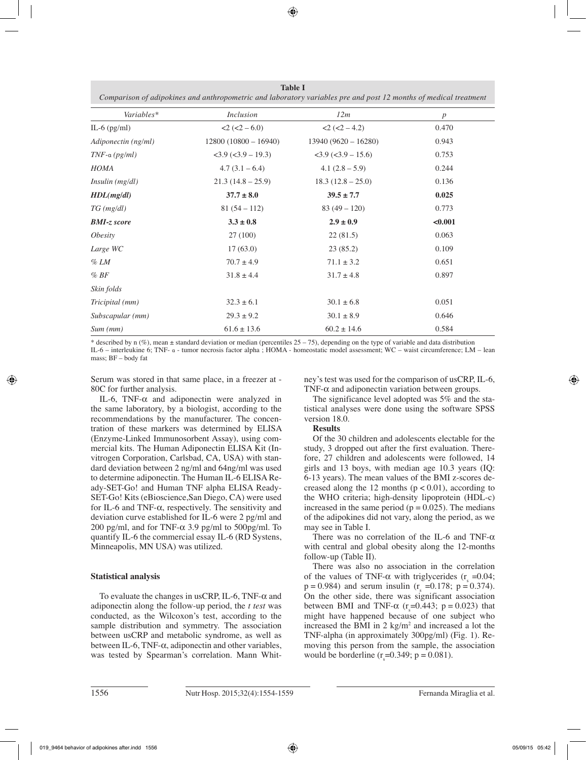**Table I**
*Comparison of adipokines and anthropometric and laboratory variables pre and post 12 months of medical treatment*

| *Variables\** | *Inclusion* | *12m* | *p* |
|---|---|---|---|
| IL-6 (pg/ml) | <2 (<2 – 6.0) | <2 (<2 – 4.2) | 0.470 |
| *Adiponectin (ng/ml)* | 12800 (10800 – 16940) | 13940 (9620 – 16280) | 0.943 |
| *TNF-α (pg/ml)* | <3.9 (<3.9 – 19.3) | <3.9 (<3.9 – 15.6) | 0.753 |
| *HOMA* | 4.7 (3.1 – 6.4) | 4.1 (2.8 – 5.9) | 0.244 |
| *Insulin (mg/dl)* | 21.3 (14.8 – 25.9) | 18.3 (12.8 – 25.0) | 0.136 |
| ***HDL(mg/dl)*** | **37.7 ± 8.0** | **39.5 ± 7.7** | **0.025** |
| *TG (mg/dl)* | 81 (54 – 112) | 83 (49 – 120) | 0.773 |
| ***BMI-z score*** | **3.3 ± 0.8** | **2.9 ± 0.9** | **<0.001** |
| *Obesity* | 27 (100) | 22 (81.5) | 0.063 |
| *Large WC* | 17 (63.0) | 23 (85.2) | 0.109 |
| *% LM* | 70.7 ± 4.9 | 71.1 ± 3.2 | 0.651 |
| *% BF* | 31.8 ± 4.4 | 31.7 ± 4.8 | 0.897 |
| *Skin folds* | | | |
| *Tricipital (mm)* | 32.3 ± 6.1 | 30.1 ± 6.8 | 0.051 |
| *Subscapular (mm)* | 29.3 ± 9.2 | 30.1 ± 8.9 | 0.646 |
| *Sum (mm)* | 61.6 ± 13.6 | 60.2 ± 14.6 | 0.584 |

\* described by n (%), mean ± standard deviation or median (percentiles 25 – 75), depending on the type of variable and data distribution
IL-6 – interleukine 6; TNF- α - tumor necrosis factor alpha ; HOMA - homeostatic model assessment; WC – waist circumference; LM – lean mass; BF – body fat

Serum was stored in that same place, in a freezer at -80C for further analysis.

IL-6, TNF-α and adiponectin were analyzed in the same laboratory, by a biologist, according to the recommendations by the manufacturer. The concentration of these markers was determined by ELISA (Enzyme-Linked Immunosorbent Assay), using commercial kits. The Human Adiponectin ELISA Kit (Invitrogen Corporation, Carlsbad, CA, USA) with standard deviation between 2 ng/ml and 64ng/ml was used to determine adiponectin. The Human IL-6 ELISA Ready-SET-Go! and Human TNF alpha ELISA Ready-SET-Go! Kits (eBioscience,San Diego, CA) were used for IL-6 and TNF-α, respectively. The sensitivity and deviation curve established for IL-6 were 2 pg/ml and 200 pg/ml, and for TNF-α 3.9 pg/ml to 500pg/ml. To quantify IL-6 the commercial essay IL-6 (RD Systens, Minneapolis, MN USA) was utilized.

## Statistical analysis

To evaluate the changes in usCRP, IL-6, TNF-α and adiponectin along the follow-up period, the *t test* was conducted, as the Wilcoxon's test, according to the sample distribution and symmetry. The association between usCRP and metabolic syndrome, as well as between IL-6, TNF-α, adiponectin and other variables, was tested by Spearman's correlation. Mann Whitney's test was used for the comparison of usCRP, IL-6, TNF-α and adiponectin variation between groups.

The significance level adopted was 5% and the statistical analyses were done using the software SPSS version 18.0.

## Results

Of the 30 children and adolescents electable for the study, 3 dropped out after the first evaluation. Therefore, 27 children and adolescents were followed, 14 girls and 13 boys, with median age 10.3 years (IQ: 6-13 years). The mean values of the BMI z-scores decreased along the 12 months ($p < 0.01$), according to the WHO criteria; high-density lipoprotein (HDL-c) increased in the same period ($p = 0.025$). The medians of the adipokines did not vary, along the period, as we may see in Table I.

There was no correlation of the IL-6 and TNF-α with central and global obesity along the 12-months follow-up (Table II).

There was also no association in the correlation of the values of TNF-α with triglycerides ($r_s = 0.04$; $p = 0.984$) and serum insulin ($r_s = 0.178$; $p = 0.374$). On the other side, there was significant association between BMI and TNF-α ($r_s = 0.443$; $p = 0.023$) that might have happened because of one subject who increased the BMI in 2 kg/m$^2$ and increased a lot the TNF-alpha (in approximately 300pg/ml) (Fig. 1). Removing this person from the sample, the association would be borderline ($r_s = 0.349$; $p = 0.081$).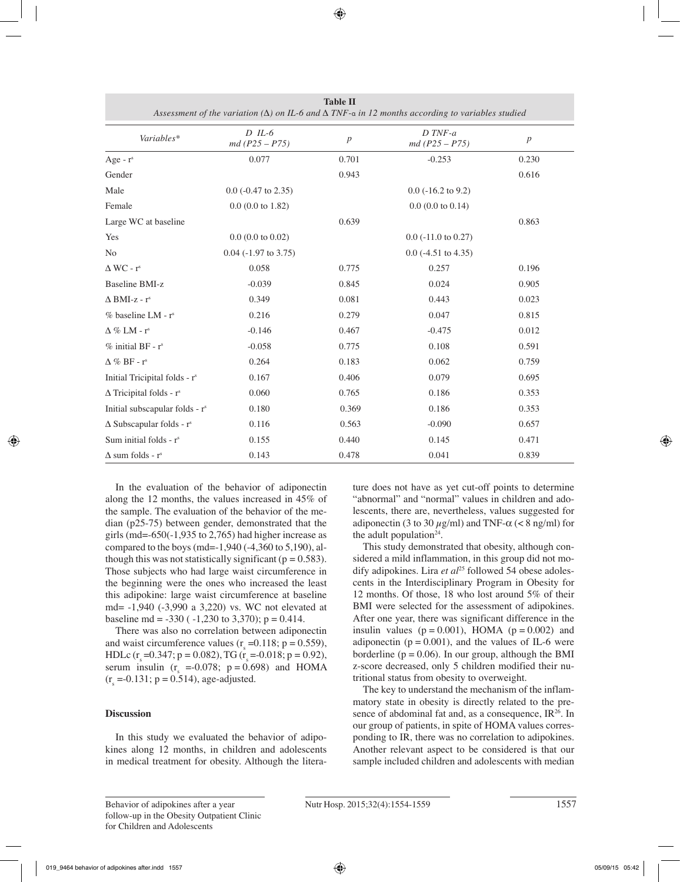**Table II**
*Assessment of the variation (Δ) on IL-6 and Δ TNF-α in 12 months according to variables studied*

| *Variables\** | *D IL-6* *md (P25 – P75)* | *p* | *D TNF-a* *md (P25 – P75)* | *p* |
|---|---|---|---|---|
| Age - $r^s$ | 0.077 | 0.701 | -0.253 | 0.230 |
| Gender | | 0.943 | | 0.616 |
| Male | 0.0 (-0.47 to 2.35) | | 0.0 (-16.2 to 9.2) | |
| Female | 0.0 (0.0 to 1.82) | | 0.0 (0.0 to 0.14) | |
| Large WC at baseline | | 0.639 | | 0.863 |
| Yes | 0.0 (0.0 to 0.02) | | 0.0 (-11.0 to 0.27) | |
| No | 0.04 (-1.97 to 3.75) | | 0.0 (-4.51 to 4.35) | |
| Δ WC - $r^s$ | 0.058 | 0.775 | 0.257 | 0.196 |
| Baseline BMI-z | -0.039 | 0.845 | 0.024 | 0.905 |
| Δ BMI-z - $r^s$ | 0.349 | 0.081 | 0.443 | 0.023 |
| % baseline LM - $r^s$ | 0.216 | 0.279 | 0.047 | 0.815 |
| Δ % LM - $r^s$ | -0.146 | 0.467 | -0.475 | 0.012 |
| % initial BF - $r^s$ | -0.058 | 0.775 | 0.108 | 0.591 |
| Δ % BF - $r^s$ | 0.264 | 0.183 | 0.062 | 0.759 |
| Initial Tricipital folds - $r^s$ | 0.167 | 0.406 | 0.079 | 0.695 |
| Δ Tricipital folds - $r^s$ | 0.060 | 0.765 | 0.186 | 0.353 |
| Initial subscapular folds - $r^s$ | 0.180 | 0.369 | 0.186 | 0.353 |
| Δ Subscapular folds - $r^s$ | 0.116 | 0.563 | -0.090 | 0.657 |
| Sum initial folds - $r^s$ | 0.155 | 0.440 | 0.145 | 0.471 |
| Δ sum folds - $r^s$ | 0.143 | 0.478 | 0.041 | 0.839 |

In the evaluation of the behavior of adiponectin along the 12 months, the values increased in 45% of the sample. The evaluation of the behavior of the median (p25-75) between gender, demonstrated that the girls (md=-650(-1,935 to 2,765) had higher increase as compared to the boys (md=-1,940 (-4,360 to 5,190), although this was not statistically significant ($p = 0.583$). Those subjects who had large waist circumference in the beginning were the ones who increased the least this adipokine: large waist circumference at baseline md= -1,940 (-3,990 a 3,220) vs. WC not elevated at baseline md = -330 ( -1,230 to 3,370); $p = 0.414$.

There was also no correlation between adiponectin and waist circumference values ($r_s$ =0.118; $p = 0.559$), HDLc ($r_s$ =0.347; $p = 0.082$), TG ($r_s$ =-0.018; $p = 0.92$), serum insulin ($r_s$ =-0.078; $p = 0.698$) and HOMA ($r_s$ =-0.131; $p = 0.514$), age-adjusted.

## Discussion

In this study we evaluated the behavior of adipokines along 12 months, in children and adolescents in medical treatment for obesity. Although the literature does not have as yet cut-off points to determine "abnormal" and "normal" values in children and adolescents, there are, nevertheless, values suggested for adiponectin (3 to 30 μg/ml) and TNF-α (< 8 ng/ml) for the adult population[24].

This study demonstrated that obesity, although considered a mild inflammation, in this group did not modify adipokines. Lira *et al*[25] followed 54 obese adolescents in the Interdisciplinary Program in Obesity for 12 months. Of those, 18 who lost around 5% of their BMI were selected for the assessment of adipokines. After one year, there was significant difference in the insulin values ($p = 0.001$), HOMA ($p = 0.002$) and adiponectin ($p = 0.001$), and the values of IL-6 were borderline ($p = 0.06$). In our group, although the BMI z-score decreased, only 5 children modified their nutritional status from obesity to overweight.

The key to understand the mechanism of the inflammatory state in obesity is directly related to the presence of abdominal fat and, as a consequence, IR[26]. In our group of patients, in spite of HOMA values corresponding to IR, there was no correlation to adipokines. Another relevant aspect to be considered is that our sample included children and adolescents with median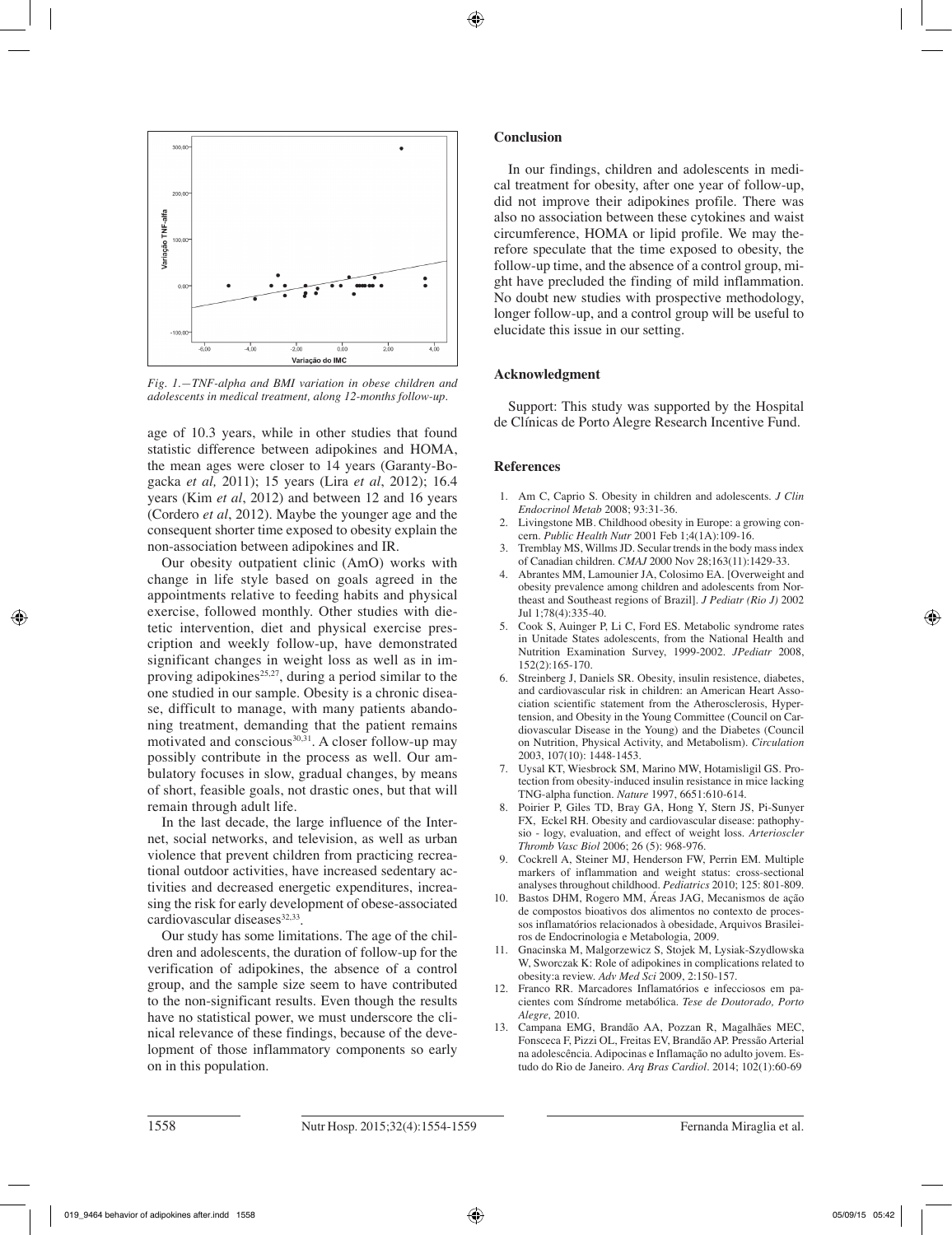Fig. 1.—TNF-alpha and BMI variation in obese children and adolescents in medical treatment, along 12-months follow-up.

age of 10.3 years, while in other studies that found statistic difference between adipokines and HOMA, the mean ages were closer to 14 years (Garanty-Bogacka *et al,* 2011); 15 years (Lira *et al*, 2012); 16.4 years (Kim *et al*, 2012) and between 12 and 16 years (Cordero *et al*, 2012). Maybe the younger age and the consequent shorter time exposed to obesity explain the non-association between adipokines and IR.

Our obesity outpatient clinic (AmO) works with change in life style based on goals agreed in the appointments relative to feeding habits and physical exercise, followed monthly. Other studies with dietetic intervention, diet and physical exercise prescription and weekly follow-up, have demonstrated significant changes in weight loss as well as in improving adipokines[25,27], during a period similar to the one studied in our sample. Obesity is a chronic disease, difficult to manage, with many patients abandoning treatment, demanding that the patient remains motivated and conscious[30,31]. A closer follow-up may possibly contribute in the process as well. Our ambulatory focuses in slow, gradual changes, by means of short, feasible goals, not drastic ones, but that will remain through adult life.

In the last decade, the large influence of the Internet, social networks, and television, as well as urban violence that prevent children from practicing recreational outdoor activities, have increased sedentary activities and decreased energetic expenditures, increasing the risk for early development of obese-associated cardiovascular diseases[32,33].

Our study has some limitations. The age of the children and adolescents, the duration of follow-up for the verification of adipokines, the absence of a control group, and the sample size seem to have contributed to the non-significant results. Even though the results have no statistical power, we must underscore the clinical relevance of these findings, because of the development of those inflammatory components so early on in this population.

## Conclusion

In our findings, children and adolescents in medical treatment for obesity, after one year of follow-up, did not improve their adipokines profile. There was also no association between these cytokines and waist circumference, HOMA or lipid profile. We may therefore speculate that the time exposed to obesity, the follow-up time, and the absence of a control group, might have precluded the finding of mild inflammation. No doubt new studies with prospective methodology, longer follow-up, and a control group will be useful to elucidate this issue in our setting.

## Acknowledgment

Support: This study was supported by the Hospital de Clínicas de Porto Alegre Research Incentive Fund.

## References

1. Am C, Caprio S. Obesity in children and adolescents. *J Clin Endocrinol Metab* 2008; 93:31-36.
2. Livingstone MB. Childhood obesity in Europe: a growing concern. *Public Health Nutr* 2001 Feb 1;4(1A):109-16.
3. Tremblay MS, Willms JD. Secular trends in the body mass index of Canadian children. *CMAJ* 2000 Nov 28;163(11):1429-33.
4. Abrantes MM, Lamounier JA, Colosimo EA. [Overweight and obesity prevalence among children and adolescents from Northeast and Southeast regions of Brazil]. *J Pediatr (Rio J)* 2002 Jul 1;78(4):335-40.
5. Cook S, Auinger P, Li C, Ford ES. Metabolic syndrome rates in Unitade States adolescents, from the National Health and Nutrition Examination Survey, 1999-2002. *JPediatr* 2008, 152(2):165-170.
6. Streinberg J, Daniels SR. Obesity, insulin resistence, diabetes, and cardiovascular risk in children: an American Heart Association scientific statement from the Atherosclerosis, Hypertension, and Obesity in the Young Committee (Council on Cardiovascular Disease in the Young) and the Diabetes (Council on Nutrition, Physical Activity, and Metabolism). *Circulation* 2003, 107(10): 1448-1453.
7. Uysal KT, Wiesbrock SM, Marino MW, Hotamisligil GS. Protection from obesity-induced insulin resistance in mice lacking TNG-alpha function. *Nature* 1997, 6651:610-614.
8. Poirier P, Giles TD, Bray GA, Hong Y, Stern JS, Pi-Sunyer FX, Eckel RH. Obesity and cardiovascular disease: pathophysio - logy, evaluation, and effect of weight loss. *Arterioscler Thromb Vasc Biol* 2006; 26 (5): 968-976.
9. Cockrell A, Steiner MJ, Henderson FW, Perrin EM. Multiple markers of inflammation and weight status: cross-sectional analyses throughout childhood. *Pediatrics* 2010; 125: 801-809.
10. Bastos DHM, Rogero MM, Áreas JAG, Mecanismos de ação de compostos bioativos dos alimentos no contexto de processos inflamatórios relacionados à obesidade, Arquivos Brasileiros de Endocrinologia e Metabologia, 2009.
11. Gnacinska M, Malgorzewicz S, Stojek M, Lysiak-Szydlowska W, Sworczak K: Role of adipokines in complications related to obesity:a review. *Adv Med Sci* 2009, 2:150-157.
12. Franco RR. Marcadores Inflamatórios e infecciosos em pacientes com Síndrome metabólica. *Tese de Doutorado, Porto Alegre,* 2010.
13. Campana EMG, Brandão AA, Pozzan R, Magalhães MEC, Fonsceca F, Pizzi OL, Freitas EV, Brandão AP. Pressão Arterial na adolescência. Adipocinas e Inflamação no adulto jovem. Estudo do Rio de Janeiro. *Arq Bras Cardiol*. 2014; 102(1):60-69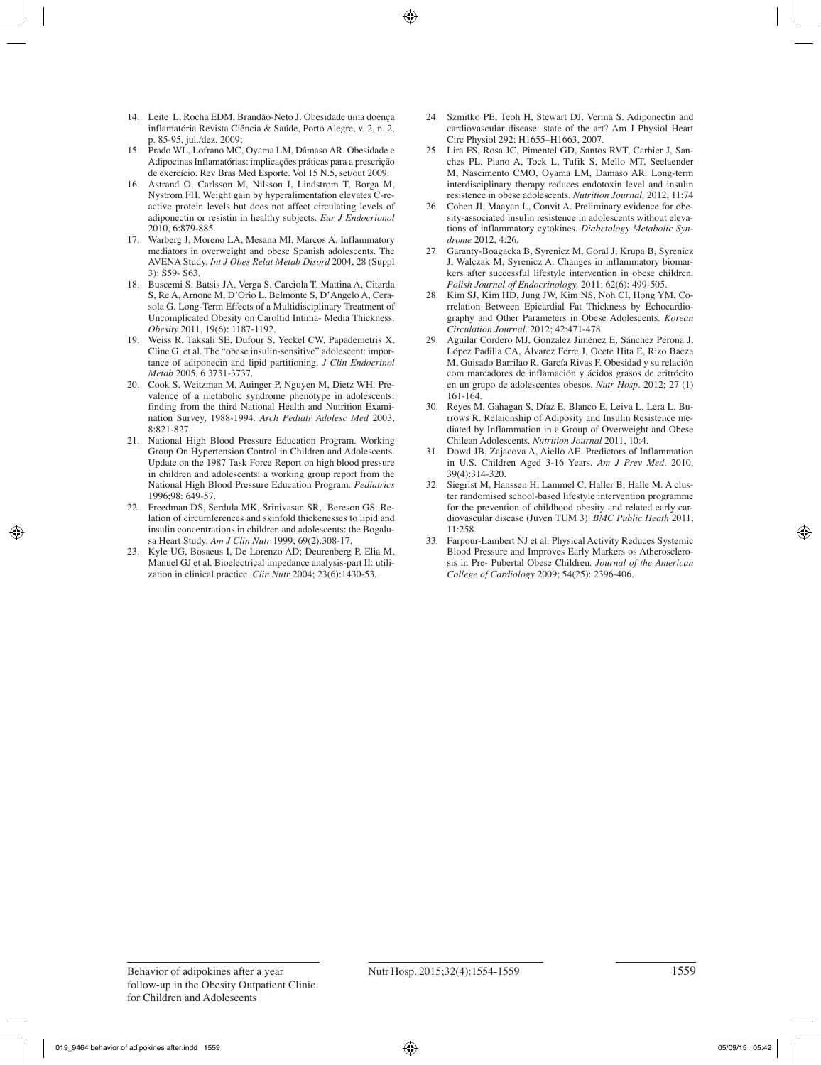14. Leite L, Rocha EDM, Brandão-Neto J. Obesidade uma doença inflamatória Revista Ciência & Saúde, Porto Alegre, v. 2, n. 2, p. 85-95, jul./dez. 2009;
15. Prado WL, Lofrano MC, Oyama LM, Dâmaso AR. Obesidade e Adipocinas Inflamatórias: implicações práticas para a prescrição de exercício. Rev Bras Med Esporte. Vol 15 N.5, set/out 2009.
16. Astrand O, Carlsson M, Nilsson I, Lindstrom T, Borga M, Nystrom FH. Weight gain by hyperalimentation elevates C-reactive protein levels but does not affect circulating levels of adiponectin or resistin in healthy subjects. *Eur J Endocrionol* 2010, 6:879-885.
17. Warberg J, Moreno LA, Mesana MI, Marcos A. Inflammatory mediators in overweight and obese Spanish adolescents. The AVENA Study. *Int J Obes Relat Metab Disord* 2004, 28 (Suppl 3): S59- S63.
18. Buscemi S, Batsis JA, Verga S, Carciola T, Mattina A, Citarda S, Re A, Arnone M, D'Orio L, Belmonte S, D'Angelo A, Cerasola G. Long-Term Effects of a Multidisciplinary Treatment of Uncomplicated Obesity on Caroltid Intima- Media Thickness. *Obesity* 2011, 19(6): 1187-1192.
19. Weiss R, Taksali SE, Dufour S, Yeckel CW, Papademetris X, Cline G, et al. The "obese insulin-sensitive" adolescent: importance of adiponecin and lipid partitioning. *J Clin Endocrinol Metab* 2005, 6 3731-3737.
20. Cook S, Weitzman M, Auinger P, Nguyen M, Dietz WH. Prevalence of a metabolic syndrome phenotype in adolescents: finding from the third National Health and Nutrition Examination Survey, 1988-1994. *Arch Pediatr Adolesc Med* 2003, 8:821-827.
21. National High Blood Pressure Education Program. Working Group On Hypertension Control in Children and Adolescents. Update on the 1987 Task Force Report on high blood pressure in children and adolescents: a working group report from the National High Blood Pressure Education Program. *Pediatrics* 1996;98: 649-57.
22. Freedman DS, Serdula MK, Srinivasan SR, Bereson GS. Relation of circumferences and skinfold thickenesses to lipid and insulin concentrations in children and adolescents: the Bogalusa Heart Study. *Am J Clin Nutr* 1999; 69(2):308-17.
23. Kyle UG, Bosaeus I, De Lorenzo AD; Deurenberg P, Elia M, Manuel GJ et al. Bioelectrical impedance analysis-part II: utilization in clinical practice. *Clin Nutr* 2004; 23(6):1430-53.
24. Szmitko PE, Teoh H, Stewart DJ, Verma S. Adiponectin and cardiovascular disease: state of the art? Am J Physiol Heart Circ Physiol 292: H1655–H1663, 2007.
25. Lira FS, Rosa JC, Pimentel GD, Santos RVT, Carbier J, Sanches PL, Piano A, Tock L, Tufik S, Mello MT, Seelaender M, Nascimento CMO, Oyama LM, Damaso AR. Long-term interdisciplinary therapy reduces endotoxin level and insulin resistence in obese adolescents. *Nutrition Journal,* 2012, 11:74
26. Cohen JI, Maayan L, Convit A. Preliminary evidence for obesity-associated insulin resistence in adolescents without elevations of inflammatory cytokines. *Diabetology Metabolic Syndrome* 2012, 4:26.
27. Garanty-Boagacka B, Syrenicz M, Goral J, Krupa B, Syrenicz J, Walczak M, Syrenicz A. Changes in inflammatory biomarkers after successful lifestyle intervention in obese children. *Polish Journal of Endocrinology,* 2011; 62(6): 499-505.
28. Kim SJ, Kim HD, Jung JW, Kim NS, Noh CI, Hong YM. Correlation Between Epicardial Fat Thickness by Echocardiography and Other Parameters in Obese Adolescents. *Korean Circulation Journal*. 2012; 42:471-478.
29. Aguilar Cordero MJ, Gonzalez Jiménez E, Sánchez Perona J, López Padilla CA, Álvarez Ferre J, Ocete Hita E, Rizo Baeza M, Guisado Barrilao R, García Rivas F. Obesidad y su relación com marcadores de inflamación y ácidos grasos de eritrócito en un grupo de adolescentes obesos. *Nutr Hosp*. 2012; 27 (1) 161-164.
30. Reyes M, Gahagan S, Díaz E, Blanco E, Leiva L, Lera L, Burrows R. Relaionship of Adiposity and Insulin Resistence mediated by Inflammation in a Group of Overweight and Obese Chilean Adolescents. *Nutrition Journal* 2011, 10:4.
31. Dowd JB, Zajacova A, Aiello AE. Predictors of Inflammation in U.S. Children Aged 3-16 Years. *Am J Prev Med*. 2010, 39(4):314-320.
32. Siegrist M, Hanssen H, Lammel C, Haller B, Halle M. A cluster randomised school-based lifestyle intervention programme for the prevention of childhood obesity and related early cardiovascular disease (Juven TUM 3). *BMC Public Heath* 2011, 11:258.
33. Farpour-Lambert NJ et al. Physical Activity Reduces Systemic Blood Pressure and Improves Early Markers os Atherosclerosis in Pre- Pubertal Obese Children. *Journal of the American College of Cardiology* 2009; 54(25): 2396-406.